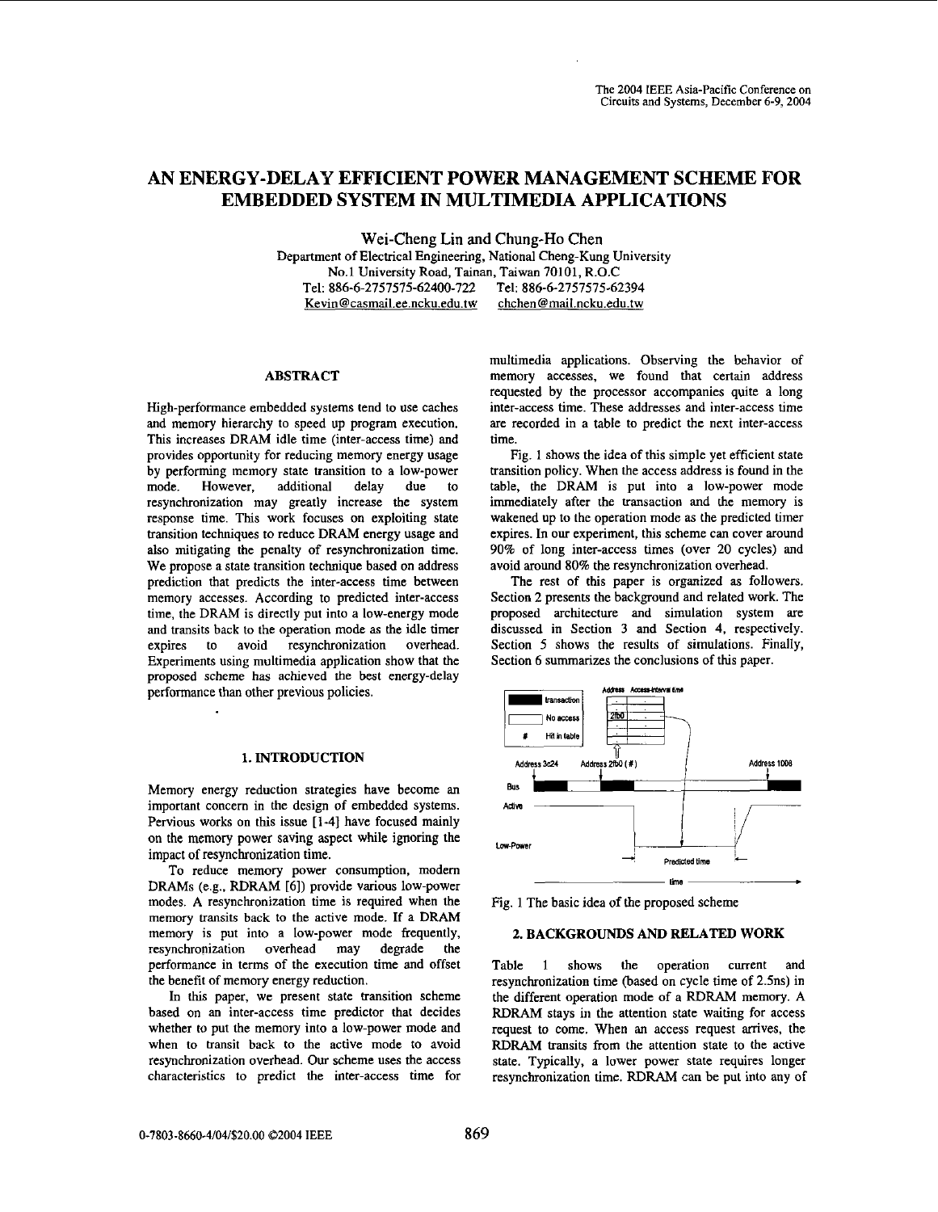# AN ENERGY-DELAY EFFICIENT POWER MANAGEMENT SCHEME FOR EMBEDDED SYSTEM IN MULTIMEDIA APPLICATIONS

Wei-Cheng Lin and Chung-Ho Chen

Department of Electrical Engineering, National Cheng-Kung University
No.1 University Road, Tainan, Taiwan 70101, R.O.C
Tel: 886-6-2757575-62400-722 Tel: 886-6-2757575-62394
Kevin@casmail.ee.ncku.edu.tw chchen@mail.ncku.edu.tw

## ABSTRACT

High-performance embedded systems tend to use caches and memory hierarchy to speed up program execution. This increases DRAM idle time (inter-access time) and provides opportunity for reducing memory energy usage by performing memory state transition to a low-power mode. However, additional delay due to resynchronization may greatly increase the system response time. This work focuses on exploiting state transition techniques to reduce DRAM energy usage and also mitigating the penalty of resynchronization time. We propose a state transition technique based on address prediction that predicts the inter-access time between memory accesses. According to predicted inter-access time, the DRAM is directly put into a low-energy mode and transits back to the operation mode as the idle timer expires to avoid resynchronization overhead. Experiments using multimedia application show that the proposed scheme has achieved the best energy-delay performance than other previous policies.

## 1. INTRODUCTION

Memory energy reduction strategies have become an important concern in the design of embedded systems. Pervious works on this issue [1-4] have focused mainly on the memory power saving aspect while ignoring the impact of resynchronization time.

To reduce memory power consumption, modern DRAMs (e.g., RDRAM [6]) provide various low-power modes. A resynchronization time is required when the memory transits back to the active mode. If a DRAM memory is put into a low-power mode frequently, resynchronization overhead may degrade the performance in terms of the execution time and offset the benefit of memory energy reduction.

In this paper, we present state transition scheme based on an inter-access time predictor that decides whether to put the memory into a low-power mode and when to transit back to the active mode to avoid resynchronization overhead. Our scheme uses the access characteristics to predict the inter-access time for multimedia applications. Observing the behavior of memory accesses, we found that certain address requested by the processor accompanies quite a long inter-access time. These addresses and inter-access time are recorded in a table to predict the next inter-access time.

Fig. 1 shows the idea of this simple yet efficient state transition policy. When the access address is found in the table, the DRAM is put into a low-power mode immediately after the transaction and the memory is wakened up to the operation mode as the predicted timer expires. In our experiment, this scheme can cover around 90% of long inter-access times (over 20 cycles) and avoid around 80% the resynchronization overhead.

The rest of this paper is organized as followers. Section 2 presents the background and related work. The proposed architecture and simulation system are discussed in Section 3 and Section 4, respectively. Section 5 shows the results of simulations. Finally, Section 6 summarizes the conclusions of this paper.

Fig. 1 The basic idea of the proposed scheme

## 2. BACKGROUNDS AND RELATED WORK

Table 1 shows the operation current and resynchronization time (based on cycle time of 2.5ns) in the different operation mode of a RDRAM memory. A RDRAM stays in the attention state waiting for access request to come. When an access request arrives, the RDRAM transits from the attention state to the active state. Typically, a lower power state requires longer resynchronization time. RDRAM can be put into any of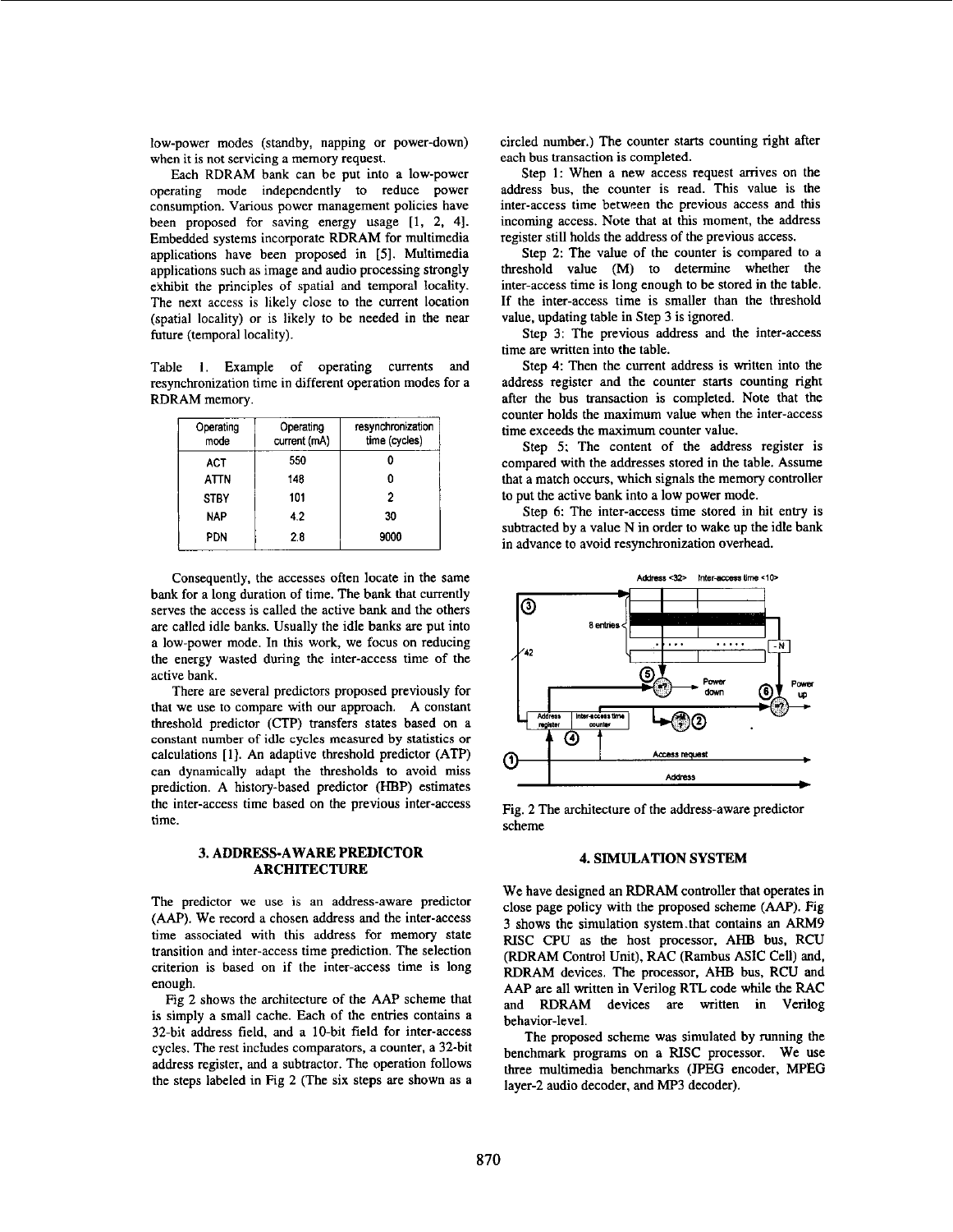low-power modes (standby, napping or power-down) when it is not servicing a memory request.

Each RDRAM bank can be put into a low-power operating mode independently to reduce power consumption. Various power management policies have been proposed for saving energy usage [1, 2, 4]. Embedded systems incorporate RDRAM for multimedia applications have been proposed in [5]. Multimedia applications such as image and audio processing strongly exhibit the principles of spatial and temporal locality. The next access is likely close to the current location (spatial locality) or is likely to be needed in the near future (temporal locality).

Table 1. Example of operating currents and resynchronization time in different operation modes for a RDRAM memory.

| Operating mode | Operating current (mA) | resynchronization time (cycles) |
|---|---|---|
| ACT | 550 | 0 |
| ATTN | 148 | 0 |
| STBY | 101 | 2 |
| NAP | 4.2 | 30 |
| PDN | 2.8 | 9000 |

Consequently, the accesses often locate in the same bank for a long duration of time. The bank that currently serves the access is called the active bank and the others are called idle banks. Usually the idle banks are put into a low-power mode. In this work, we focus on reducing the energy wasted during the inter-access time of the active bank.

There are several predictors proposed previously for that we use to compare with our approach. A constant threshold predictor (CTP) transfers states based on a constant number of idle cycles measured by statistics or calculations [1]. An adaptive threshold predictor (ATP) can dynamically adapt the thresholds to avoid miss prediction. A history-based predictor (HBP) estimates the inter-access time based on the previous inter-access time.

## 3. ADDRESS-AWARE PREDICTOR ARCHITECTURE

The predictor we use is an address-aware predictor (AAP). We record a chosen address and the inter-access time associated with this address for memory state transition and inter-access time prediction. The selection criterion is based on if the inter-access time is long enough.

Fig 2 shows the architecture of the AAP scheme that is simply a small cache. Each of the entries contains a 32-bit address field, and a 10-bit field for inter-access cycles. The rest includes comparators, a counter, a 32-bit address register, and a subtractor. The operation follows the steps labeled in Fig 2 (The six steps are shown as a circled number.) The counter starts counting right after each bus transaction is completed.

Step 1: When a new access request arrives on the address bus, the counter is read. This value is the inter-access time between the previous access and this incoming access. Note that at this moment, the address register still holds the address of the previous access.

Step 2: The value of the counter is compared to a threshold value (M) to determine whether the inter-access time is long enough to be stored in the table. If the inter-access time is smaller than the threshold value, updating table in Step 3 is ignored.

Step 3: The previous address and the inter-access time are written into the table.

Step 4: Then the current address is written into the address register and the counter starts counting right after the bus transaction is completed. Note that the counter holds the maximum value when the inter-access time exceeds the maximum counter value.

Step 5: The content of the address register is compared with the addresses stored in the table. Assume that a match occurs, which signals the memory controller to put the active bank into a low power mode.

Step 6: The inter-access time stored in hit entry is subtracted by a value N in order to wake up the idle bank in advance to avoid resynchronization overhead.

Fig. 2 The architecture of the address-aware predictor scheme

## 4. SIMULATION SYSTEM

We have designed an RDRAM controller that operates in close page policy with the proposed scheme (AAP). Fig 3 shows the simulation system that contains an ARM9 RISC CPU as the host processor, AHB bus, RCU (RDRAM Control Unit), RAC (Rambus ASIC Cell) and, RDRAM devices. The processor, AHB bus, RCU and AAP are all written in Verilog RTL code while the RAC and RDRAM devices are written in Verilog behavior-level.

The proposed scheme was simulated by running the benchmark programs on a RISC processor. We use three multimedia benchmarks (JPEG encoder, MPEG layer-2 audio decoder, and MP3 decoder).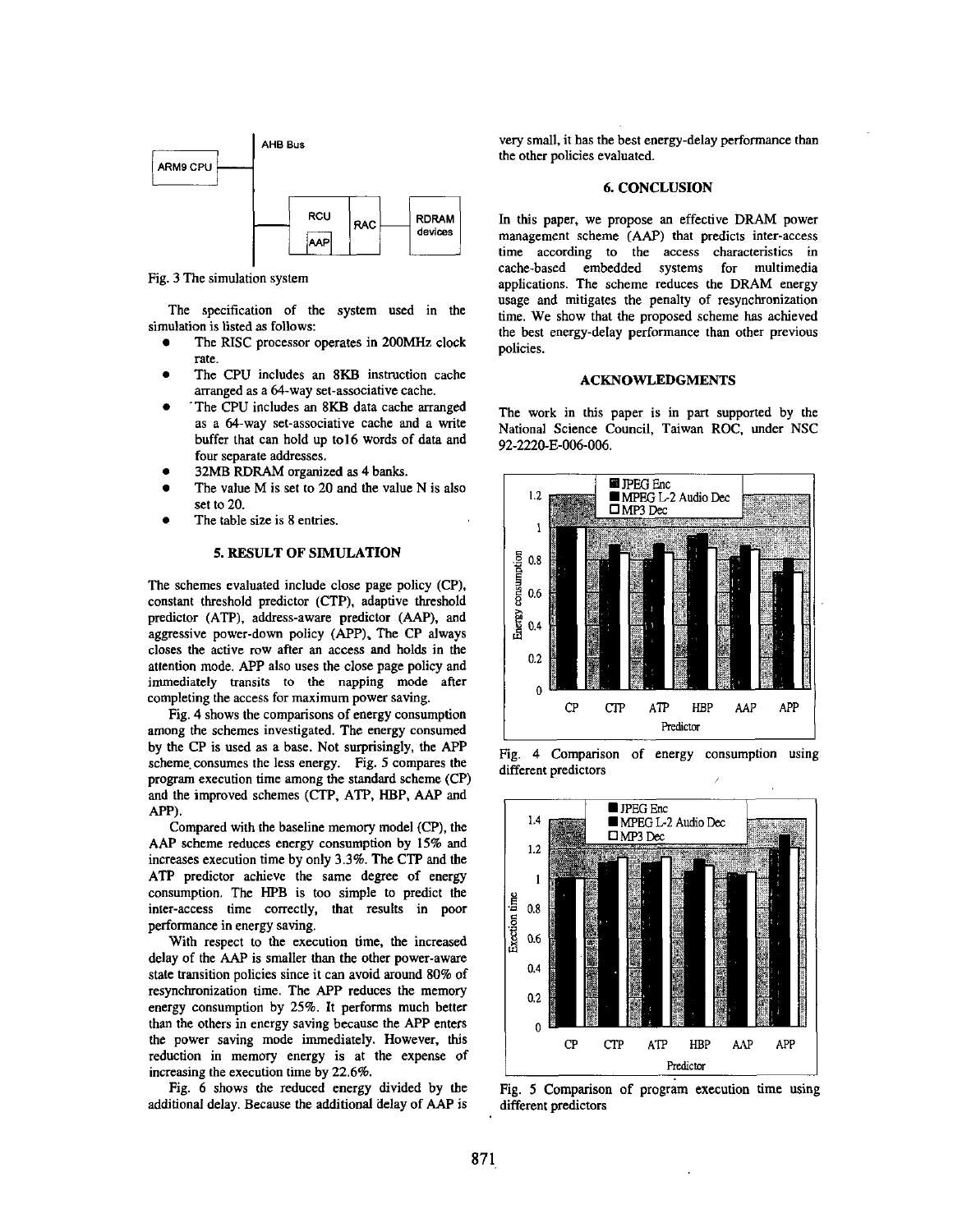Fig. 3 The simulation system

The specification of the system used in the simulation is listed as follows:

- The RISC processor operates in 200MHz clock rate.
- The CPU includes an 8KB instruction cache arranged as a 64-way set-associative cache.
- The CPU includes an 8KB data cache arranged as a 64-way set-associative cache and a write buffer that can hold up to16 words of data and four separate addresses.
- 32MB RDRAM organized as 4 banks.
- The value M is set to 20 and the value N is also set to 20.
- The table size is 8 entries.

## 5. RESULT OF SIMULATION

The schemes evaluated include close page policy (CP), constant threshold predictor (CTP), adaptive threshold predictor (ATP), address-aware predictor (AAP), and aggressive power-down policy (APP). The CP always closes the active row after an access and holds in the attention mode. APP also uses the close page policy and immediately transits to the napping mode after completing the access for maximum power saving.

Fig. 4 shows the comparisons of energy consumption among the schemes investigated. The energy consumed by the CP is used as a base. Not surprisingly, the APP scheme consumes the less energy. Fig. 5 compares the program execution time among the standard scheme (CP) and the improved schemes (CTP, ATP, HBP, AAP and APP).

Compared with the baseline memory model (CP), the AAP scheme reduces energy consumption by 15% and increases execution time by only 3.3%. The CTP and the ATP predictor achieve the same degree of energy consumption. The HPB is too simple to predict the inter-access time correctly, that results in poor performance in energy saving.

With respect to the execution time, the increased delay of the AAP is smaller than the other power-aware state transition policies since it can avoid around 80% of resynchronization time. The APP reduces the memory energy consumption by 25%. It performs much better than the others in energy saving because the APP enters the power saving mode immediately. However, this reduction in memory energy is at the expense of increasing the execution time by 22.6%.

Fig. 6 shows the reduced energy divided by the additional delay. Because the additional delay of AAP is very small, it has the best energy-delay performance than the other policies evaluated.

## 6. CONCLUSION

In this paper, we propose an effective DRAM power management scheme (AAP) that predicts inter-access time according to the access characteristics in cache-based embedded systems for multimedia applications. The scheme reduces the DRAM energy usage and mitigates the penalty of resynchronization time. We show that the proposed scheme has achieved the best energy-delay performance than other previous policies.

## ACKNOWLEDGMENTS

The work in this paper is in part supported by the National Science Council, Taiwan ROC, under NSC 92-2220-E-006-006.

Fig. 4 Comparison of energy consumption using different predictors

Fig. 5 Comparison of program execution time using different predictors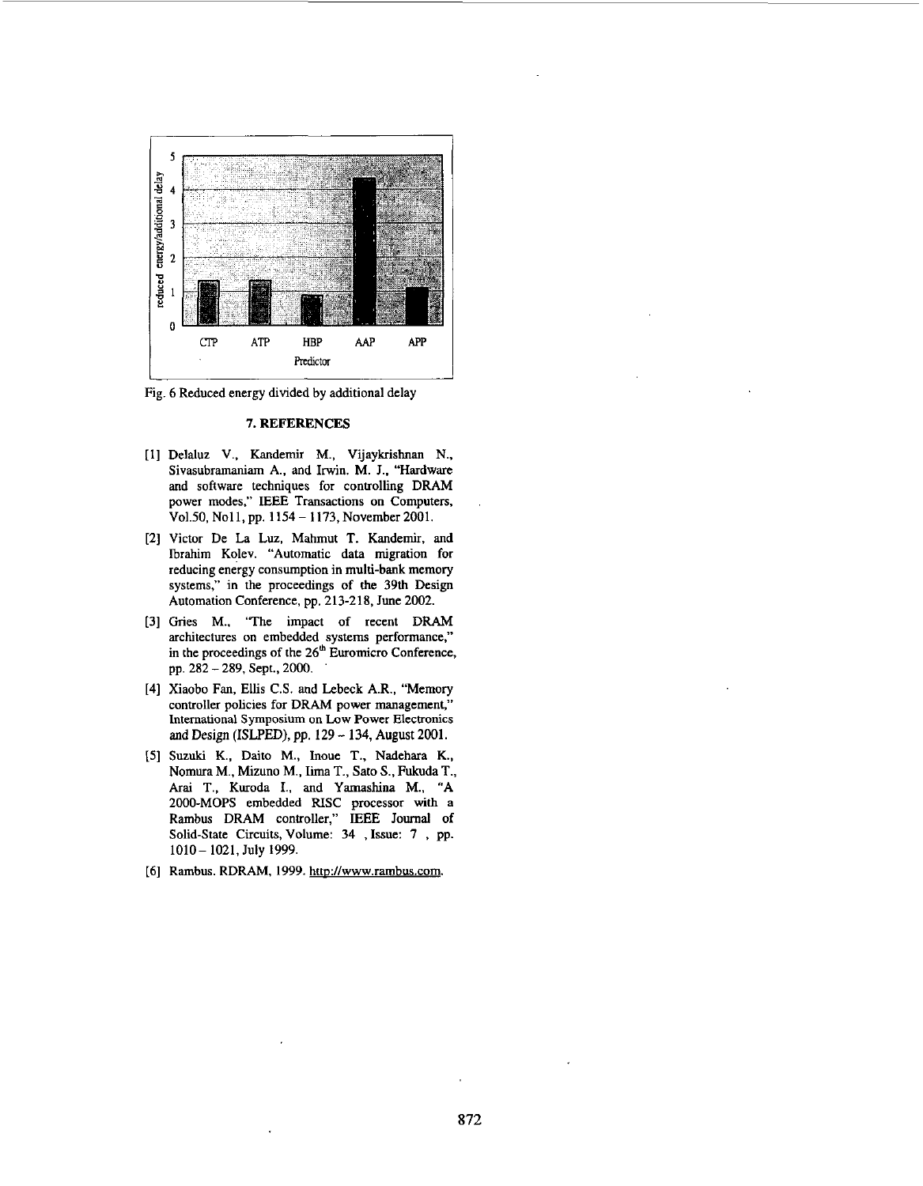5
4
3
2
1
0

reduced energy/additional delay

CTP ATP HBP AAP APP

Predictor

Fig. 6 Reduced energy divided by additional delay

## 7. REFERENCES

[1] Delaluz V., Kandemir M., Vijaykrishnan N., Sivasubramaniam A., and Irwin. M. J., "Hardware and software techniques for controlling DRAM power modes," IEEE Transactions on Computers, Vol.50, No11, pp. 1154 – 1173, November 2001.

[2] Victor De La Luz, Mahmut T. Kandemir, and Ibrahim Kolev. "Automatic data migration for reducing energy consumption in multi-bank memory systems," in the proceedings of the 39th Design Automation Conference, pp. 213-218, June 2002.

[3] Gries M., "The impact of recent DRAM architectures on embedded systems performance," in the proceedings of the 26th Euromicro Conference, pp. 282 – 289, Sept., 2000.

[4] Xiaobo Fan, Ellis C.S. and Lebeck A.R., "Memory controller policies for DRAM power management," International Symposium on Low Power Electronics and Design (ISLPED), pp. 129 – 134, August 2001.

[5] Suzuki K., Daito M., Inoue T., Nadehara K., Nomura M., Mizuno M., Iima T., Sato S., Fukuda T., Arai T., Kuroda I., and Yamashina M., "A 2000-MOPS embedded RISC processor with a Rambus DRAM controller," IEEE Journal of Solid-State Circuits, Volume: 34 , Issue: 7 , pp. 1010 – 1021, July 1999.

[6] Rambus. RDRAM, 1999. http://www.rambus.com.